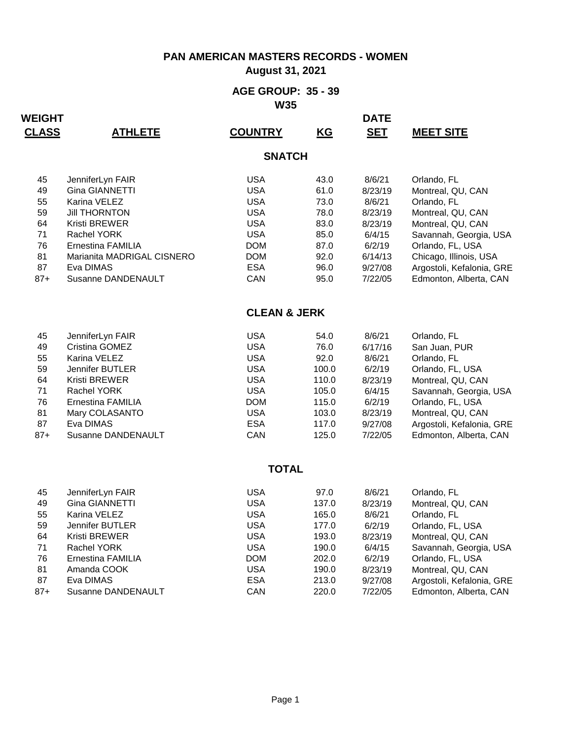# PAN AMERICAN MASTERS RECORDS - WOMEN

**August 31, 2021**

## AGE GROUP: 35 - 39

**W35**

### SNATCH

| WEIGHT CLASS | ATHLETE | COUNTRY | KG | DATE SET | MEET SITE |
|---|---|---|---|---|---|
| 45 | JenniferLyn FAIR | USA | 43.0 | 8/6/21 | Orlando, FL |
| 49 | Gina GIANNETTI | USA | 61.0 | 8/23/19 | Montreal, QU, CAN |
| 55 | Karina VELEZ | USA | 73.0 | 8/6/21 | Orlando, FL |
| 59 | Jill THORNTON | USA | 78.0 | 8/23/19 | Montreal, QU, CAN |
| 64 | Kristi BREWER | USA | 83.0 | 8/23/19 | Montreal, QU, CAN |
| 71 | Rachel YORK | USA | 85.0 | 6/4/15 | Savannah, Georgia, USA |
| 76 | Ernestina FAMILIA | DOM | 87.0 | 6/2/19 | Orlando, FL, USA |
| 81 | Marianita MADRIGAL CISNERO | DOM | 92.0 | 6/14/13 | Chicago, Illinois, USA |
| 87 | Eva DIMAS | ESA | 96.0 | 9/27/08 | Argostoli, Kefalonia, GRE |
| 87+ | Susanne DANDENAULT | CAN | 95.0 | 7/22/05 | Edmonton, Alberta, CAN |

### CLEAN & JERK

| WEIGHT CLASS | ATHLETE | COUNTRY | KG | DATE SET | MEET SITE |
|---|---|---|---|---|---|
| 45 | JenniferLyn FAIR | USA | 54.0 | 8/6/21 | Orlando, FL |
| 49 | Cristina GOMEZ | USA | 76.0 | 6/17/16 | San Juan, PUR |
| 55 | Karina VELEZ | USA | 92.0 | 8/6/21 | Orlando, FL |
| 59 | Jennifer BUTLER | USA | 100.0 | 6/2/19 | Orlando, FL, USA |
| 64 | Kristi BREWER | USA | 110.0 | 8/23/19 | Montreal, QU, CAN |
| 71 | Rachel YORK | USA | 105.0 | 6/4/15 | Savannah, Georgia, USA |
| 76 | Ernestina FAMILIA | DOM | 115.0 | 6/2/19 | Orlando, FL, USA |
| 81 | Mary COLASANTO | USA | 103.0 | 8/23/19 | Montreal, QU, CAN |
| 87 | Eva DIMAS | ESA | 117.0 | 9/27/08 | Argostoli, Kefalonia, GRE |
| 87+ | Susanne DANDENAULT | CAN | 125.0 | 7/22/05 | Edmonton, Alberta, CAN |

### TOTAL

| WEIGHT CLASS | ATHLETE | COUNTRY | KG | DATE SET | MEET SITE |
|---|---|---|---|---|---|
| 45 | JenniferLyn FAIR | USA | 97.0 | 8/6/21 | Orlando, FL |
| 49 | Gina GIANNETTI | USA | 137.0 | 8/23/19 | Montreal, QU, CAN |
| 55 | Karina VELEZ | USA | 165.0 | 8/6/21 | Orlando, FL |
| 59 | Jennifer BUTLER | USA | 177.0 | 6/2/19 | Orlando, FL, USA |
| 64 | Kristi BREWER | USA | 193.0 | 8/23/19 | Montreal, QU, CAN |
| 71 | Rachel YORK | USA | 190.0 | 6/4/15 | Savannah, Georgia, USA |
| 76 | Ernestina FAMILIA | DOM | 202.0 | 6/2/19 | Orlando, FL, USA |
| 81 | Amanda COOK | USA | 190.0 | 8/23/19 | Montreal, QU, CAN |
| 87 | Eva DIMAS | ESA | 213.0 | 9/27/08 | Argostoli, Kefalonia, GRE |
| 87+ | Susanne DANDENAULT | CAN | 220.0 | 7/22/05 | Edmonton, Alberta, CAN |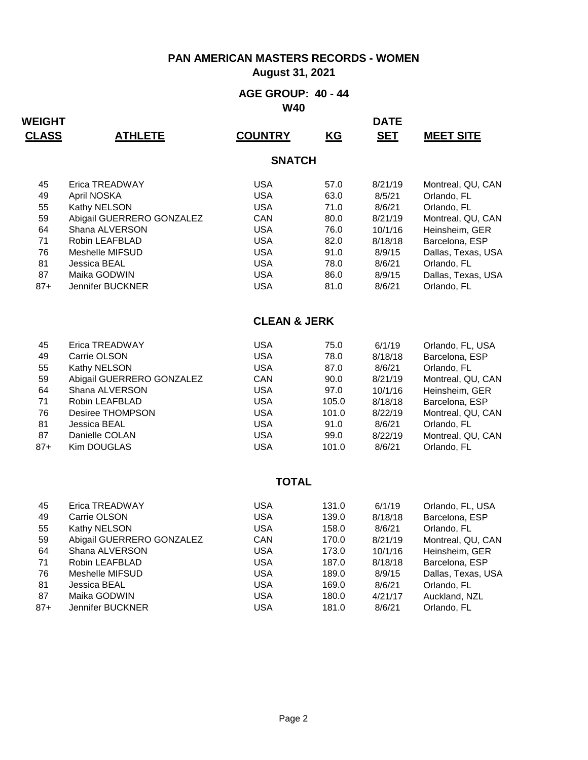# PAN AMERICAN MASTERS RECORDS - WOMEN

## August 31, 2021

## AGE GROUP: 40 - 44

### W40

### SNATCH

| WEIGHT CLASS | ATHLETE | COUNTRY | KG | DATE SET | MEET SITE |
|---|---|---|---|---|---|
| 45 | Erica TREADWAY | USA | 57.0 | 8/21/19 | Montreal, QU, CAN |
| 49 | April NOSKA | USA | 63.0 | 8/5/21 | Orlando, FL |
| 55 | Kathy NELSON | USA | 71.0 | 8/6/21 | Orlando, FL |
| 59 | Abigail GUERRERO GONZALEZ | CAN | 80.0 | 8/21/19 | Montreal, QU, CAN |
| 64 | Shana ALVERSON | USA | 76.0 | 10/1/16 | Heinsheim, GER |
| 71 | Robin LEAFBLAD | USA | 82.0 | 8/18/18 | Barcelona, ESP |
| 76 | Meshelle MIFSUD | USA | 91.0 | 8/9/15 | Dallas, Texas, USA |
| 81 | Jessica BEAL | USA | 78.0 | 8/6/21 | Orlando, FL |
| 87 | Maika GODWIN | USA | 86.0 | 8/9/15 | Dallas, Texas, USA |
| 87+ | Jennifer BUCKNER | USA | 81.0 | 8/6/21 | Orlando, FL |

### CLEAN & JERK

| WEIGHT CLASS | ATHLETE | COUNTRY | KG | DATE SET | MEET SITE |
|---|---|---|---|---|---|
| 45 | Erica TREADWAY | USA | 75.0 | 6/1/19 | Orlando, FL, USA |
| 49 | Carrie OLSON | USA | 78.0 | 8/18/18 | Barcelona, ESP |
| 55 | Kathy NELSON | USA | 87.0 | 8/6/21 | Orlando, FL |
| 59 | Abigail GUERRERO GONZALEZ | CAN | 90.0 | 8/21/19 | Montreal, QU, CAN |
| 64 | Shana ALVERSON | USA | 97.0 | 10/1/16 | Heinsheim, GER |
| 71 | Robin LEAFBLAD | USA | 105.0 | 8/18/18 | Barcelona, ESP |
| 76 | Desiree THOMPSON | USA | 101.0 | 8/22/19 | Montreal, QU, CAN |
| 81 | Jessica BEAL | USA | 91.0 | 8/6/21 | Orlando, FL |
| 87 | Danielle COLAN | USA | 99.0 | 8/22/19 | Montreal, QU, CAN |
| 87+ | Kim DOUGLAS | USA | 101.0 | 8/6/21 | Orlando, FL |

### TOTAL

| WEIGHT CLASS | ATHLETE | COUNTRY | KG | DATE SET | MEET SITE |
|---|---|---|---|---|---|
| 45 | Erica TREADWAY | USA | 131.0 | 6/1/19 | Orlando, FL, USA |
| 49 | Carrie OLSON | USA | 139.0 | 8/18/18 | Barcelona, ESP |
| 55 | Kathy NELSON | USA | 158.0 | 8/6/21 | Orlando, FL |
| 59 | Abigail GUERRERO GONZALEZ | CAN | 170.0 | 8/21/19 | Montreal, QU, CAN |
| 64 | Shana ALVERSON | USA | 173.0 | 10/1/16 | Heinsheim, GER |
| 71 | Robin LEAFBLAD | USA | 187.0 | 8/18/18 | Barcelona, ESP |
| 76 | Meshelle MIFSUD | USA | 189.0 | 8/9/15 | Dallas, Texas, USA |
| 81 | Jessica BEAL | USA | 169.0 | 8/6/21 | Orlando, FL |
| 87 | Maika GODWIN | USA | 180.0 | 4/21/17 | Auckland, NZL |
| 87+ | Jennifer BUCKNER | USA | 181.0 | 8/6/21 | Orlando, FL |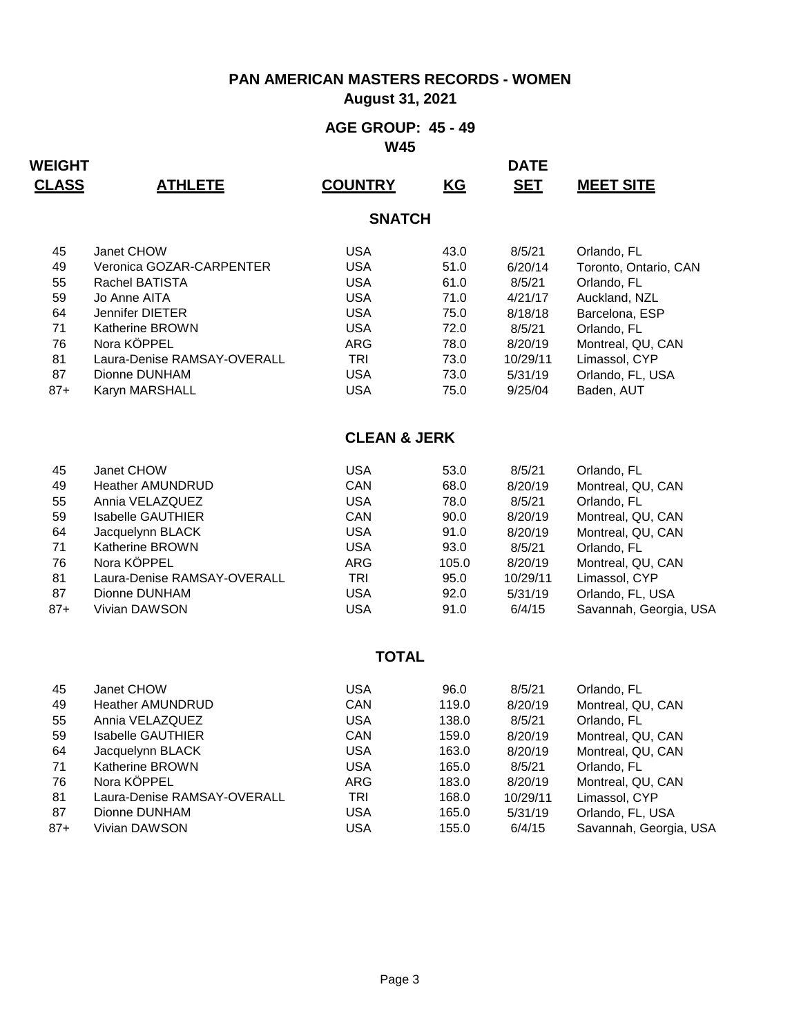# PAN AMERICAN MASTERS RECORDS - WOMEN

## August 31, 2021

## AGE GROUP: 45 - 49

### W45

### SNATCH

| WEIGHT CLASS | ATHLETE | COUNTRY | KG | DATE SET | MEET SITE |
|---|---|---|---|---|---|
| 45 | Janet CHOW | USA | 43.0 | 8/5/21 | Orlando, FL |
| 49 | Veronica GOZAR-CARPENTER | USA | 51.0 | 6/20/14 | Toronto, Ontario, CAN |
| 55 | Rachel BATISTA | USA | 61.0 | 8/5/21 | Orlando, FL |
| 59 | Jo Anne AITA | USA | 71.0 | 4/21/17 | Auckland, NZL |
| 64 | Jennifer DIETER | USA | 75.0 | 8/18/18 | Barcelona, ESP |
| 71 | Katherine BROWN | USA | 72.0 | 8/5/21 | Orlando, FL |
| 76 | Nora KÖPPEL | ARG | 78.0 | 8/20/19 | Montreal, QU, CAN |
| 81 | Laura-Denise RAMSAY-OVERALL | TRI | 73.0 | 10/29/11 | Limassol, CYP |
| 87 | Dionne DUNHAM | USA | 73.0 | 5/31/19 | Orlando, FL, USA |
| 87+ | Karyn MARSHALL | USA | 75.0 | 9/25/04 | Baden, AUT |

### CLEAN & JERK

| WEIGHT CLASS | ATHLETE | COUNTRY | KG | DATE SET | MEET SITE |
|---|---|---|---|---|---|
| 45 | Janet CHOW | USA | 53.0 | 8/5/21 | Orlando, FL |
| 49 | Heather AMUNDRUD | CAN | 68.0 | 8/20/19 | Montreal, QU, CAN |
| 55 | Annia VELAZQUEZ | USA | 78.0 | 8/5/21 | Orlando, FL |
| 59 | Isabelle GAUTHIER | CAN | 90.0 | 8/20/19 | Montreal, QU, CAN |
| 64 | Jacquelynn BLACK | USA | 91.0 | 8/20/19 | Montreal, QU, CAN |
| 71 | Katherine BROWN | USA | 93.0 | 8/5/21 | Orlando, FL |
| 76 | Nora KÖPPEL | ARG | 105.0 | 8/20/19 | Montreal, QU, CAN |
| 81 | Laura-Denise RAMSAY-OVERALL | TRI | 95.0 | 10/29/11 | Limassol, CYP |
| 87 | Dionne DUNHAM | USA | 92.0 | 5/31/19 | Orlando, FL, USA |
| 87+ | Vivian DAWSON | USA | 91.0 | 6/4/15 | Savannah, Georgia, USA |

### TOTAL

| WEIGHT CLASS | ATHLETE | COUNTRY | KG | DATE SET | MEET SITE |
|---|---|---|---|---|---|
| 45 | Janet CHOW | USA | 96.0 | 8/5/21 | Orlando, FL |
| 49 | Heather AMUNDRUD | CAN | 119.0 | 8/20/19 | Montreal, QU, CAN |
| 55 | Annia VELAZQUEZ | USA | 138.0 | 8/5/21 | Orlando, FL |
| 59 | Isabelle GAUTHIER | CAN | 159.0 | 8/20/19 | Montreal, QU, CAN |
| 64 | Jacquelynn BLACK | USA | 163.0 | 8/20/19 | Montreal, QU, CAN |
| 71 | Katherine BROWN | USA | 165.0 | 8/5/21 | Orlando, FL |
| 76 | Nora KÖPPEL | ARG | 183.0 | 8/20/19 | Montreal, QU, CAN |
| 81 | Laura-Denise RAMSAY-OVERALL | TRI | 168.0 | 10/29/11 | Limassol, CYP |
| 87 | Dionne DUNHAM | USA | 165.0 | 5/31/19 | Orlando, FL, USA |
| 87+ | Vivian DAWSON | USA | 155.0 | 6/4/15 | Savannah, Georgia, USA |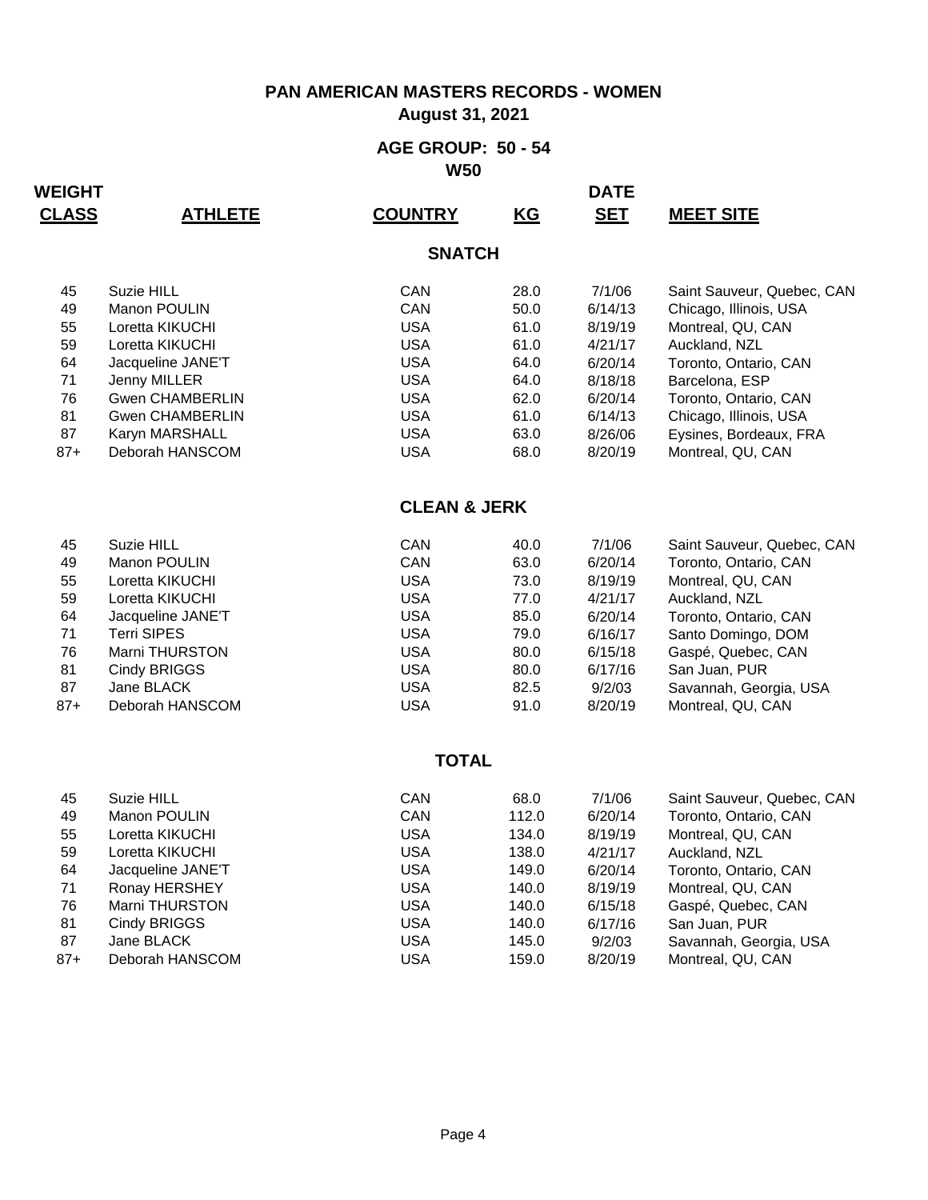# PAN AMERICAN MASTERS RECORDS - WOMEN

**August 31, 2021**

## AGE GROUP: 50 - 54

**W50**

### SNATCH

| WEIGHT CLASS | ATHLETE | COUNTRY | KG | DATE SET | MEET SITE |
|---|---|---|---|---|---|
| 45 | Suzie HILL | CAN | 28.0 | 7/1/06 | Saint Sauveur, Quebec, CAN |
| 49 | Manon POULIN | CAN | 50.0 | 6/14/13 | Chicago, Illinois, USA |
| 55 | Loretta KIKUCHI | USA | 61.0 | 8/19/19 | Montreal, QU, CAN |
| 59 | Loretta KIKUCHI | USA | 61.0 | 4/21/17 | Auckland, NZL |
| 64 | Jacqueline JANE'T | USA | 64.0 | 6/20/14 | Toronto, Ontario, CAN |
| 71 | Jenny MILLER | USA | 64.0 | 8/18/18 | Barcelona, ESP |
| 76 | Gwen CHAMBERLIN | USA | 62.0 | 6/20/14 | Toronto, Ontario, CAN |
| 81 | Gwen CHAMBERLIN | USA | 61.0 | 6/14/13 | Chicago, Illinois, USA |
| 87 | Karyn MARSHALL | USA | 63.0 | 8/26/06 | Eysines, Bordeaux, FRA |
| 87+ | Deborah HANSCOM | USA | 68.0 | 8/20/19 | Montreal, QU, CAN |

### CLEAN & JERK

| WEIGHT CLASS | ATHLETE | COUNTRY | KG | DATE SET | MEET SITE |
|---|---|---|---|---|---|
| 45 | Suzie HILL | CAN | 40.0 | 7/1/06 | Saint Sauveur, Quebec, CAN |
| 49 | Manon POULIN | CAN | 63.0 | 6/20/14 | Toronto, Ontario, CAN |
| 55 | Loretta KIKUCHI | USA | 73.0 | 8/19/19 | Montreal, QU, CAN |
| 59 | Loretta KIKUCHI | USA | 77.0 | 4/21/17 | Auckland, NZL |
| 64 | Jacqueline JANE'T | USA | 85.0 | 6/20/14 | Toronto, Ontario, CAN |
| 71 | Terri SIPES | USA | 79.0 | 6/16/17 | Santo Domingo, DOM |
| 76 | Marni THURSTON | USA | 80.0 | 6/15/18 | Gaspé, Quebec, CAN |
| 81 | Cindy BRIGGS | USA | 80.0 | 6/17/16 | San Juan, PUR |
| 87 | Jane BLACK | USA | 82.5 | 9/2/03 | Savannah, Georgia, USA |
| 87+ | Deborah HANSCOM | USA | 91.0 | 8/20/19 | Montreal, QU, CAN |

### TOTAL

| WEIGHT CLASS | ATHLETE | COUNTRY | KG | DATE SET | MEET SITE |
|---|---|---|---|---|---|
| 45 | Suzie HILL | CAN | 68.0 | 7/1/06 | Saint Sauveur, Quebec, CAN |
| 49 | Manon POULIN | CAN | 112.0 | 6/20/14 | Toronto, Ontario, CAN |
| 55 | Loretta KIKUCHI | USA | 134.0 | 8/19/19 | Montreal, QU, CAN |
| 59 | Loretta KIKUCHI | USA | 138.0 | 4/21/17 | Auckland, NZL |
| 64 | Jacqueline JANE'T | USA | 149.0 | 6/20/14 | Toronto, Ontario, CAN |
| 71 | Ronay HERSHEY | USA | 140.0 | 8/19/19 | Montreal, QU, CAN |
| 76 | Marni THURSTON | USA | 140.0 | 6/15/18 | Gaspé, Quebec, CAN |
| 81 | Cindy BRIGGS | USA | 140.0 | 6/17/16 | San Juan, PUR |
| 87 | Jane BLACK | USA | 145.0 | 9/2/03 | Savannah, Georgia, USA |
| 87+ | Deborah HANSCOM | USA | 159.0 | 8/20/19 | Montreal, QU, CAN |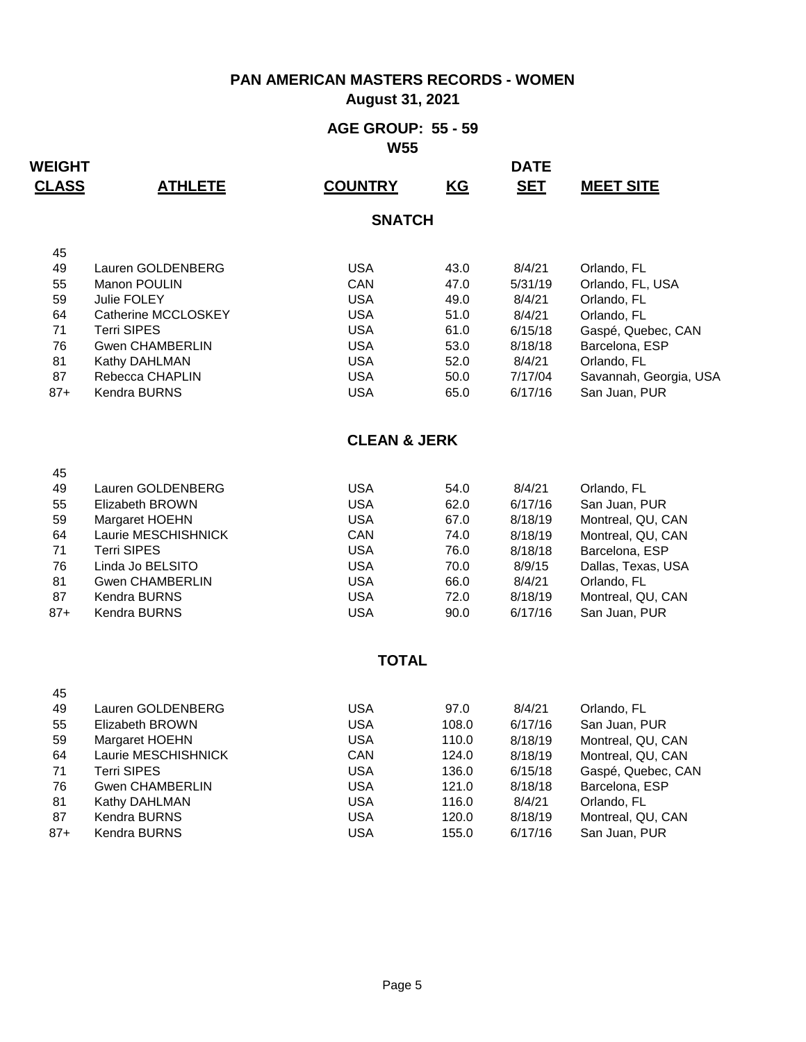# PAN AMERICAN MASTERS RECORDS - WOMEN

**August 31, 2021**

## AGE GROUP: 55 - 59

**W55**

### SNATCH

| WEIGHT CLASS | ATHLETE | COUNTRY | KG | DATE SET | MEET SITE |
|---|---|---|---|---|---|
| 45 | | | | | |
| 49 | Lauren GOLDENBERG | USA | 43.0 | 8/4/21 | Orlando, FL |
| 55 | Manon POULIN | CAN | 47.0 | 5/31/19 | Orlando, FL, USA |
| 59 | Julie FOLEY | USA | 49.0 | 8/4/21 | Orlando, FL |
| 64 | Catherine MCCLOSKEY | USA | 51.0 | 8/4/21 | Orlando, FL |
| 71 | Terri SIPES | USA | 61.0 | 6/15/18 | Gaspé, Quebec, CAN |
| 76 | Gwen CHAMBERLIN | USA | 53.0 | 8/18/18 | Barcelona, ESP |
| 81 | Kathy DAHLMAN | USA | 52.0 | 8/4/21 | Orlando, FL |
| 87 | Rebecca CHAPLIN | USA | 50.0 | 7/17/04 | Savannah, Georgia, USA |
| 87+ | Kendra BURNS | USA | 65.0 | 6/17/16 | San Juan, PUR |

### CLEAN & JERK

| WEIGHT CLASS | ATHLETE | COUNTRY | KG | DATE SET | MEET SITE |
|---|---|---|---|---|---|
| 45 | | | | | |
| 49 | Lauren GOLDENBERG | USA | 54.0 | 8/4/21 | Orlando, FL |
| 55 | Elizabeth BROWN | USA | 62.0 | 6/17/16 | San Juan, PUR |
| 59 | Margaret HOEHN | USA | 67.0 | 8/18/19 | Montreal, QU, CAN |
| 64 | Laurie MESCHISHNICK | CAN | 74.0 | 8/18/19 | Montreal, QU, CAN |
| 71 | Terri SIPES | USA | 76.0 | 8/18/18 | Barcelona, ESP |
| 76 | Linda Jo BELSITO | USA | 70.0 | 8/9/15 | Dallas, Texas, USA |
| 81 | Gwen CHAMBERLIN | USA | 66.0 | 8/4/21 | Orlando, FL |
| 87 | Kendra BURNS | USA | 72.0 | 8/18/19 | Montreal, QU, CAN |
| 87+ | Kendra BURNS | USA | 90.0 | 6/17/16 | San Juan, PUR |

### TOTAL

| WEIGHT CLASS | ATHLETE | COUNTRY | KG | DATE SET | MEET SITE |
|---|---|---|---|---|---|
| 45 | | | | | |
| 49 | Lauren GOLDENBERG | USA | 97.0 | 8/4/21 | Orlando, FL |
| 55 | Elizabeth BROWN | USA | 108.0 | 6/17/16 | San Juan, PUR |
| 59 | Margaret HOEHN | USA | 110.0 | 8/18/19 | Montreal, QU, CAN |
| 64 | Laurie MESCHISHNICK | CAN | 124.0 | 8/18/19 | Montreal, QU, CAN |
| 71 | Terri SIPES | USA | 136.0 | 6/15/18 | Gaspé, Quebec, CAN |
| 76 | Gwen CHAMBERLIN | USA | 121.0 | 8/18/18 | Barcelona, ESP |
| 81 | Kathy DAHLMAN | USA | 116.0 | 8/4/21 | Orlando, FL |
| 87 | Kendra BURNS | USA | 120.0 | 8/18/19 | Montreal, QU, CAN |
| 87+ | Kendra BURNS | USA | 155.0 | 6/17/16 | San Juan, PUR |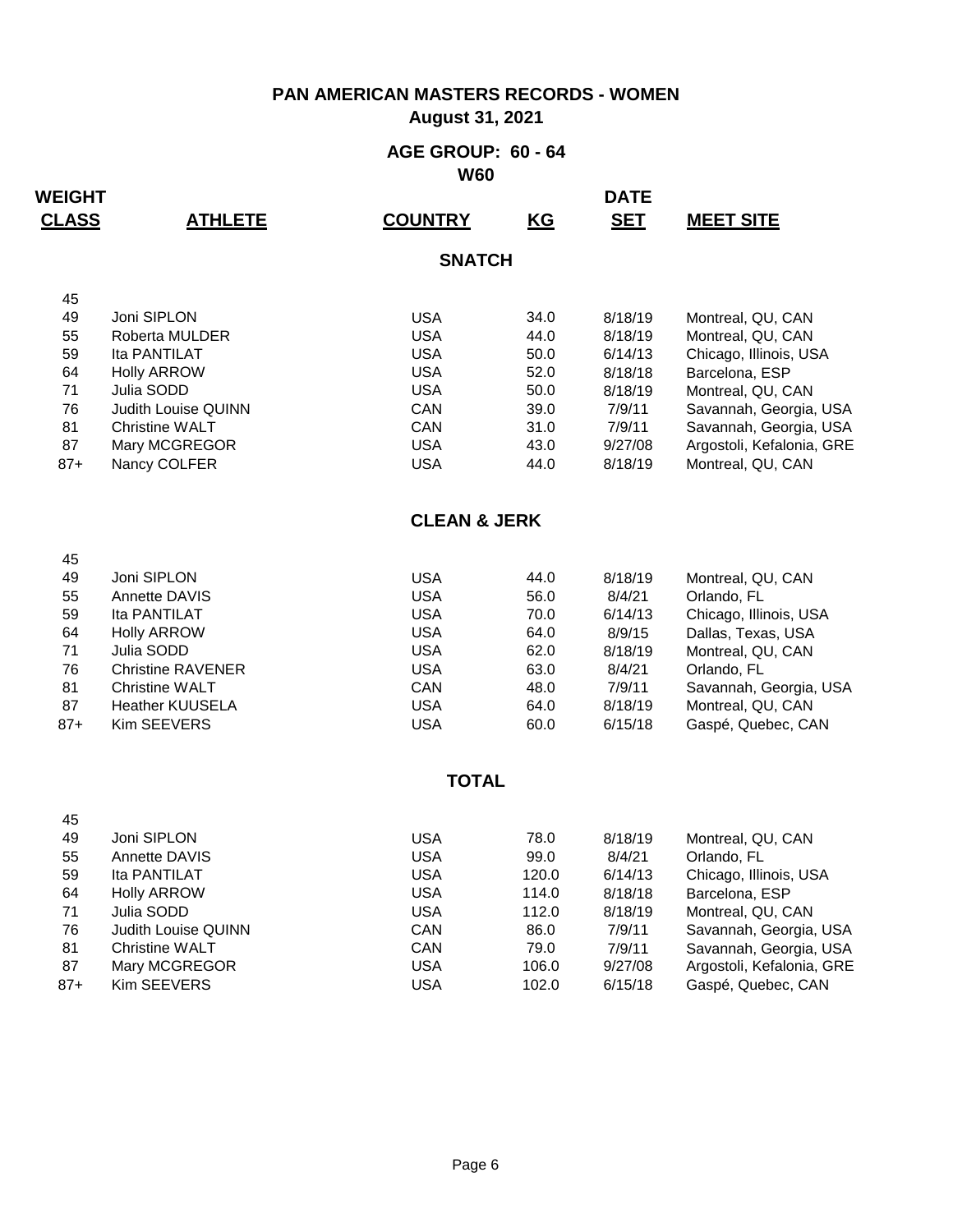# PAN AMERICAN MASTERS RECORDS - WOMEN

**August 31, 2021**

## AGE GROUP: 60 - 64

**W60**

### SNATCH

| WEIGHT CLASS | ATHLETE | COUNTRY | KG | DATE SET | MEET SITE |
|---|---|---|---|---|---|
| 45 | | | | | |
| 49 | Joni SIPLON | USA | 34.0 | 8/18/19 | Montreal, QU, CAN |
| 55 | Roberta MULDER | USA | 44.0 | 8/18/19 | Montreal, QU, CAN |
| 59 | Ita PANTILAT | USA | 50.0 | 6/14/13 | Chicago, Illinois, USA |
| 64 | Holly ARROW | USA | 52.0 | 8/18/18 | Barcelona, ESP |
| 71 | Julia SODD | USA | 50.0 | 8/18/19 | Montreal, QU, CAN |
| 76 | Judith Louise QUINN | CAN | 39.0 | 7/9/11 | Savannah, Georgia, USA |
| 81 | Christine WALT | CAN | 31.0 | 7/9/11 | Savannah, Georgia, USA |
| 87 | Mary MCGREGOR | USA | 43.0 | 9/27/08 | Argostoli, Kefalonia, GRE |
| 87+ | Nancy COLFER | USA | 44.0 | 8/18/19 | Montreal, QU, CAN |

### CLEAN & JERK

| WEIGHT CLASS | ATHLETE | COUNTRY | KG | DATE SET | MEET SITE |
|---|---|---|---|---|---|
| 45 | | | | | |
| 49 | Joni SIPLON | USA | 44.0 | 8/18/19 | Montreal, QU, CAN |
| 55 | Annette DAVIS | USA | 56.0 | 8/4/21 | Orlando, FL |
| 59 | Ita PANTILAT | USA | 70.0 | 6/14/13 | Chicago, Illinois, USA |
| 64 | Holly ARROW | USA | 64.0 | 8/9/15 | Dallas, Texas, USA |
| 71 | Julia SODD | USA | 62.0 | 8/18/19 | Montreal, QU, CAN |
| 76 | Christine RAVENER | USA | 63.0 | 8/4/21 | Orlando, FL |
| 81 | Christine WALT | CAN | 48.0 | 7/9/11 | Savannah, Georgia, USA |
| 87 | Heather KUUSELA | USA | 64.0 | 8/18/19 | Montreal, QU, CAN |
| 87+ | Kim SEEVERS | USA | 60.0 | 6/15/18 | Gaspé, Quebec, CAN |

### TOTAL

| WEIGHT CLASS | ATHLETE | COUNTRY | KG | DATE SET | MEET SITE |
|---|---|---|---|---|---|
| 45 | | | | | |
| 49 | Joni SIPLON | USA | 78.0 | 8/18/19 | Montreal, QU, CAN |
| 55 | Annette DAVIS | USA | 99.0 | 8/4/21 | Orlando, FL |
| 59 | Ita PANTILAT | USA | 120.0 | 6/14/13 | Chicago, Illinois, USA |
| 64 | Holly ARROW | USA | 114.0 | 8/18/18 | Barcelona, ESP |
| 71 | Julia SODD | USA | 112.0 | 8/18/19 | Montreal, QU, CAN |
| 76 | Judith Louise QUINN | CAN | 86.0 | 7/9/11 | Savannah, Georgia, USA |
| 81 | Christine WALT | CAN | 79.0 | 7/9/11 | Savannah, Georgia, USA |
| 87 | Mary MCGREGOR | USA | 106.0 | 9/27/08 | Argostoli, Kefalonia, GRE |
| 87+ | Kim SEEVERS | USA | 102.0 | 6/15/18 | Gaspé, Quebec, CAN |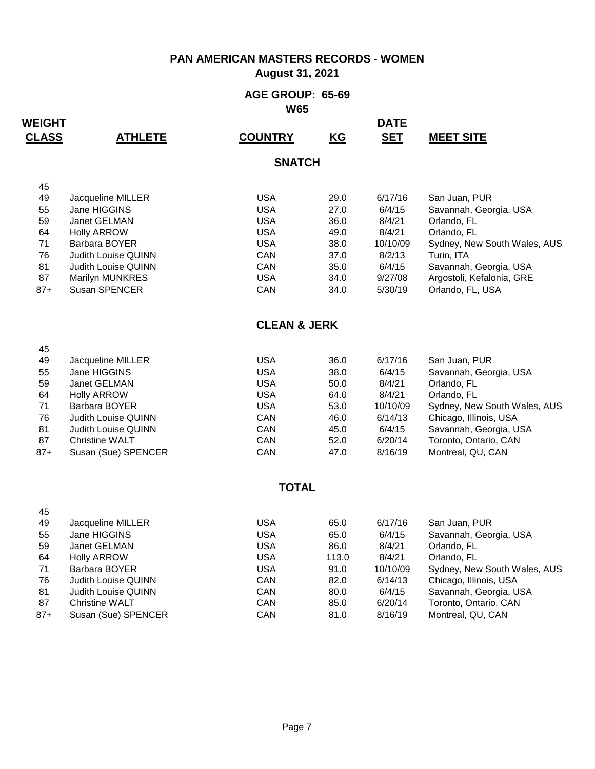# PAN AMERICAN MASTERS RECORDS - WOMEN

**August 31, 2021**

## AGE GROUP: 65-69

**W65**

### SNATCH

| WEIGHT CLASS | ATHLETE | COUNTRY | KG | DATE SET | MEET SITE |
|---|---|---|---|---|---|
| 45 | | | | | |
| 49 | Jacqueline MILLER | USA | 29.0 | 6/17/16 | San Juan, PUR |
| 55 | Jane HIGGINS | USA | 27.0 | 6/4/15 | Savannah, Georgia, USA |
| 59 | Janet GELMAN | USA | 36.0 | 8/4/21 | Orlando, FL |
| 64 | Holly ARROW | USA | 49.0 | 8/4/21 | Orlando, FL |
| 71 | Barbara BOYER | USA | 38.0 | 10/10/09 | Sydney, New South Wales, AUS |
| 76 | Judith Louise QUINN | CAN | 37.0 | 8/2/13 | Turin, ITA |
| 81 | Judith Louise QUINN | CAN | 35.0 | 6/4/15 | Savannah, Georgia, USA |
| 87 | Marilyn MUNKRES | USA | 34.0 | 9/27/08 | Argostoli, Kefalonia, GRE |
| 87+ | Susan SPENCER | CAN | 34.0 | 5/30/19 | Orlando, FL, USA |

### CLEAN & JERK

| WEIGHT CLASS | ATHLETE | COUNTRY | KG | DATE SET | MEET SITE |
|---|---|---|---|---|---|
| 45 | | | | | |
| 49 | Jacqueline MILLER | USA | 36.0 | 6/17/16 | San Juan, PUR |
| 55 | Jane HIGGINS | USA | 38.0 | 6/4/15 | Savannah, Georgia, USA |
| 59 | Janet GELMAN | USA | 50.0 | 8/4/21 | Orlando, FL |
| 64 | Holly ARROW | USA | 64.0 | 8/4/21 | Orlando, FL |
| 71 | Barbara BOYER | USA | 53.0 | 10/10/09 | Sydney, New South Wales, AUS |
| 76 | Judith Louise QUINN | CAN | 46.0 | 6/14/13 | Chicago, Illinois, USA |
| 81 | Judith Louise QUINN | CAN | 45.0 | 6/4/15 | Savannah, Georgia, USA |
| 87 | Christine WALT | CAN | 52.0 | 6/20/14 | Toronto, Ontario, CAN |
| 87+ | Susan (Sue) SPENCER | CAN | 47.0 | 8/16/19 | Montreal, QU, CAN |

### TOTAL

| WEIGHT CLASS | ATHLETE | COUNTRY | KG | DATE SET | MEET SITE |
|---|---|---|---|---|---|
| 45 | | | | | |
| 49 | Jacqueline MILLER | USA | 65.0 | 6/17/16 | San Juan, PUR |
| 55 | Jane HIGGINS | USA | 65.0 | 6/4/15 | Savannah, Georgia, USA |
| 59 | Janet GELMAN | USA | 86.0 | 8/4/21 | Orlando, FL |
| 64 | Holly ARROW | USA | 113.0 | 8/4/21 | Orlando, FL |
| 71 | Barbara BOYER | USA | 91.0 | 10/10/09 | Sydney, New South Wales, AUS |
| 76 | Judith Louise QUINN | CAN | 82.0 | 6/14/13 | Chicago, Illinois, USA |
| 81 | Judith Louise QUINN | CAN | 80.0 | 6/4/15 | Savannah, Georgia, USA |
| 87 | Christine WALT | CAN | 85.0 | 6/20/14 | Toronto, Ontario, CAN |
| 87+ | Susan (Sue) SPENCER | CAN | 81.0 | 8/16/19 | Montreal, QU, CAN |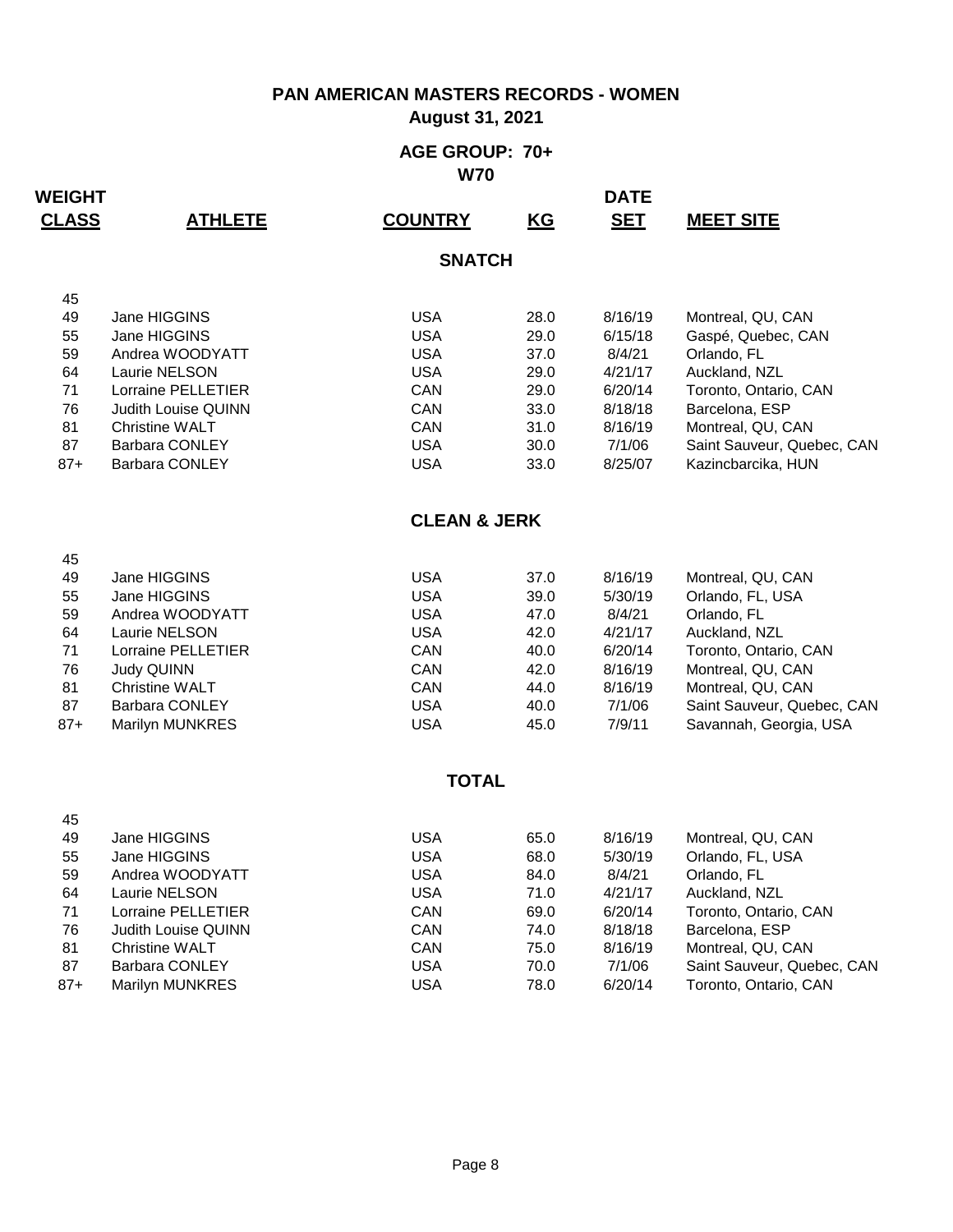# PAN AMERICAN MASTERS RECORDS - WOMEN

**August 31, 2021**

## AGE GROUP: 70+

**W70**

### SNATCH

| WEIGHT CLASS | ATHLETE | COUNTRY | KG | DATE SET | MEET SITE |
|---|---|---|---|---|---|
| 45 | | | | | |
| 49 | Jane HIGGINS | USA | 28.0 | 8/16/19 | Montreal, QU, CAN |
| 55 | Jane HIGGINS | USA | 29.0 | 6/15/18 | Gaspé, Quebec, CAN |
| 59 | Andrea WOODYATT | USA | 37.0 | 8/4/21 | Orlando, FL |
| 64 | Laurie NELSON | USA | 29.0 | 4/21/17 | Auckland, NZL |
| 71 | Lorraine PELLETIER | CAN | 29.0 | 6/20/14 | Toronto, Ontario, CAN |
| 76 | Judith Louise QUINN | CAN | 33.0 | 8/18/18 | Barcelona, ESP |
| 81 | Christine WALT | CAN | 31.0 | 8/16/19 | Montreal, QU, CAN |
| 87 | Barbara CONLEY | USA | 30.0 | 7/1/06 | Saint Sauveur, Quebec, CAN |
| 87+ | Barbara CONLEY | USA | 33.0 | 8/25/07 | Kazincbarcika, HUN |

### CLEAN & JERK

| WEIGHT CLASS | ATHLETE | COUNTRY | KG | DATE SET | MEET SITE |
|---|---|---|---|---|---|
| 45 | | | | | |
| 49 | Jane HIGGINS | USA | 37.0 | 8/16/19 | Montreal, QU, CAN |
| 55 | Jane HIGGINS | USA | 39.0 | 5/30/19 | Orlando, FL, USA |
| 59 | Andrea WOODYATT | USA | 47.0 | 8/4/21 | Orlando, FL |
| 64 | Laurie NELSON | USA | 42.0 | 4/21/17 | Auckland, NZL |
| 71 | Lorraine PELLETIER | CAN | 40.0 | 6/20/14 | Toronto, Ontario, CAN |
| 76 | Judy QUINN | CAN | 42.0 | 8/16/19 | Montreal, QU, CAN |
| 81 | Christine WALT | CAN | 44.0 | 8/16/19 | Montreal, QU, CAN |
| 87 | Barbara CONLEY | USA | 40.0 | 7/1/06 | Saint Sauveur, Quebec, CAN |
| 87+ | Marilyn MUNKRES | USA | 45.0 | 7/9/11 | Savannah, Georgia, USA |

### TOTAL

| WEIGHT CLASS | ATHLETE | COUNTRY | KG | DATE SET | MEET SITE |
|---|---|---|---|---|---|
| 45 | | | | | |
| 49 | Jane HIGGINS | USA | 65.0 | 8/16/19 | Montreal, QU, CAN |
| 55 | Jane HIGGINS | USA | 68.0 | 5/30/19 | Orlando, FL, USA |
| 59 | Andrea WOODYATT | USA | 84.0 | 8/4/21 | Orlando, FL |
| 64 | Laurie NELSON | USA | 71.0 | 4/21/17 | Auckland, NZL |
| 71 | Lorraine PELLETIER | CAN | 69.0 | 6/20/14 | Toronto, Ontario, CAN |
| 76 | Judith Louise QUINN | CAN | 74.0 | 8/18/18 | Barcelona, ESP |
| 81 | Christine WALT | CAN | 75.0 | 8/16/19 | Montreal, QU, CAN |
| 87 | Barbara CONLEY | USA | 70.0 | 7/1/06 | Saint Sauveur, Quebec, CAN |
| 87+ | Marilyn MUNKRES | USA | 78.0 | 6/20/14 | Toronto, Ontario, CAN |